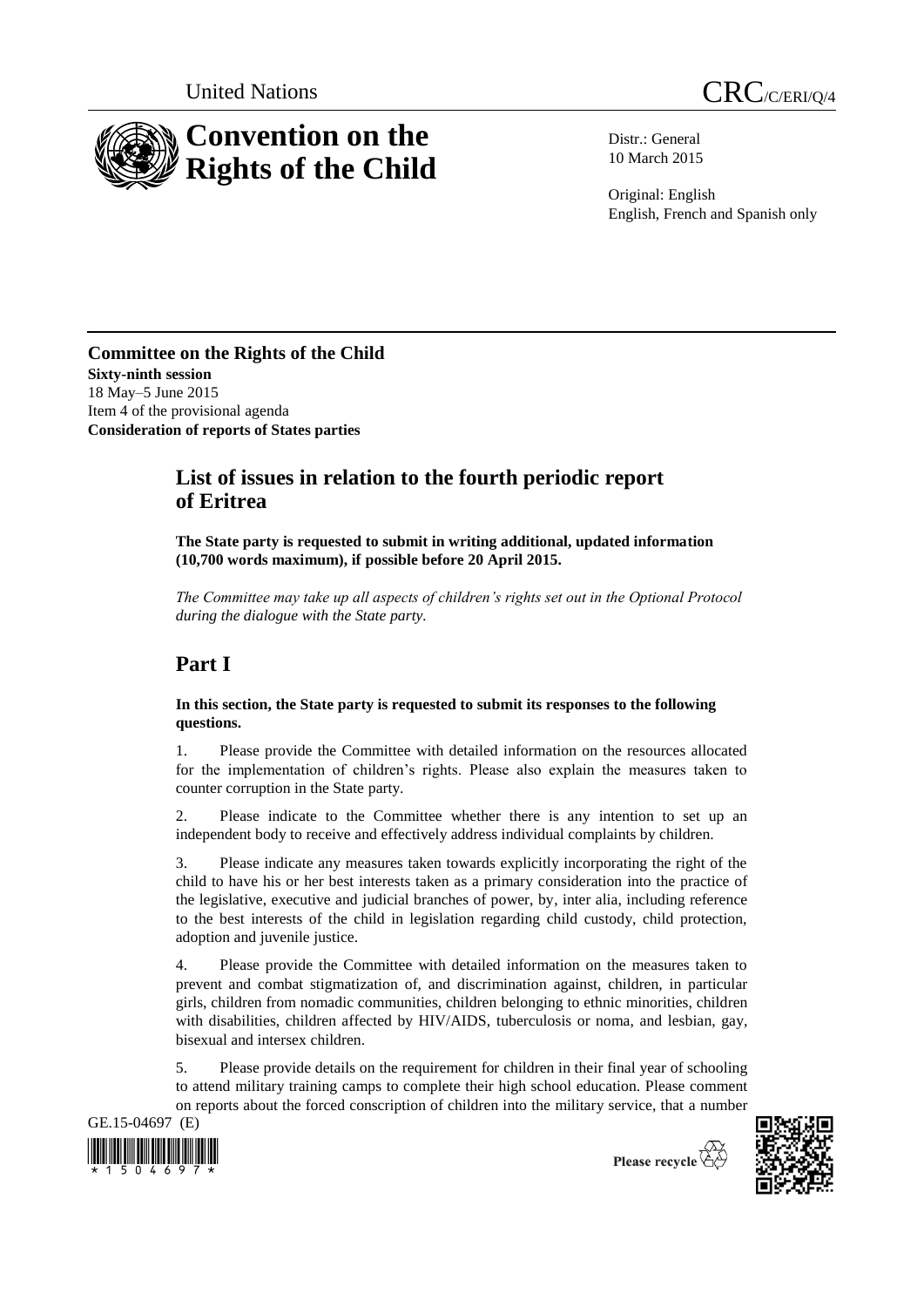United Nations

# CRC/C/ERI/Q/4

# Convention on the Rights of the Child

Distr.: General
10 March 2015

Original: English
English, French and Spanish only

**Committee on the Rights of the Child**
**Sixty-ninth session**
18 May–5 June 2015
Item 4 of the provisional agenda
**Consideration of reports of States parties**

## List of issues in relation to the fourth periodic report of Eritrea

**The State party is requested to submit in writing additional, updated information (10,700 words maximum), if possible before 20 April 2015.**

*The Committee may take up all aspects of children's rights set out in the Optional Protocol during the dialogue with the State party.*

## Part I

**In this section, the State party is requested to submit its responses to the following questions.**

1. Please provide the Committee with detailed information on the resources allocated for the implementation of children's rights. Please also explain the measures taken to counter corruption in the State party.

2. Please indicate to the Committee whether there is any intention to set up an independent body to receive and effectively address individual complaints by children.

3. Please indicate any measures taken towards explicitly incorporating the right of the child to have his or her best interests taken as a primary consideration into the practice of the legislative, executive and judicial branches of power, by, inter alia, including reference to the best interests of the child in legislation regarding child custody, child protection, adoption and juvenile justice.

4. Please provide the Committee with detailed information on the measures taken to prevent and combat stigmatization of, and discrimination against, children, in particular girls, children from nomadic communities, children belonging to ethnic minorities, children with disabilities, children affected by HIV/AIDS, tuberculosis or noma, and lesbian, gay, bisexual and intersex children.

5. Please provide details on the requirement for children in their final year of schooling to attend military training camps to complete their high school education. Please comment on reports about the forced conscription of children into the military service, that a number

GE.15-04697 (E)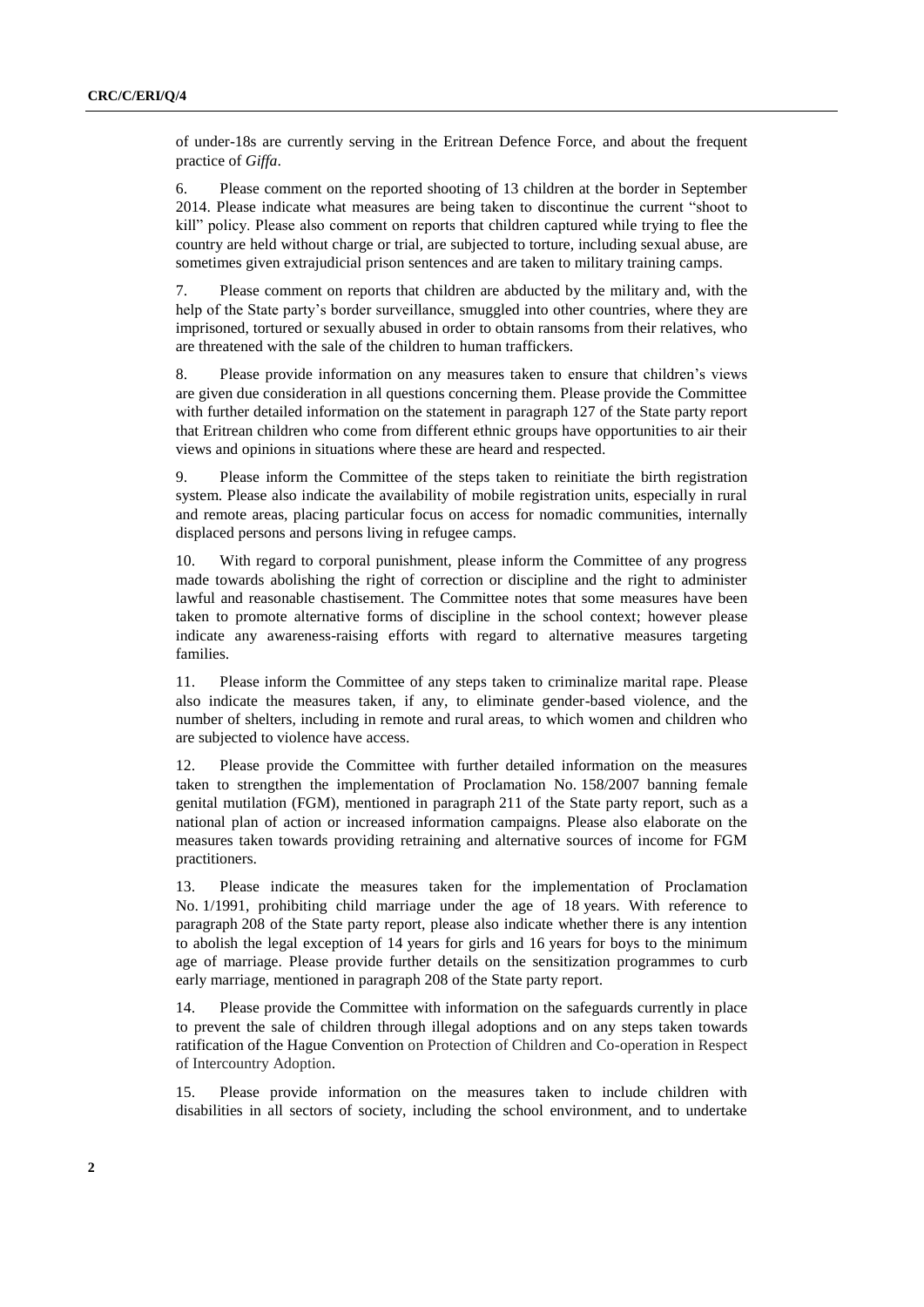of under-18s are currently serving in the Eritrean Defence Force, and about the frequent practice of *Giffa*.

6. Please comment on the reported shooting of 13 children at the border in September 2014. Please indicate what measures are being taken to discontinue the current "shoot to kill" policy. Please also comment on reports that children captured while trying to flee the country are held without charge or trial, are subjected to torture, including sexual abuse, are sometimes given extrajudicial prison sentences and are taken to military training camps.

7. Please comment on reports that children are abducted by the military and, with the help of the State party's border surveillance, smuggled into other countries, where they are imprisoned, tortured or sexually abused in order to obtain ransoms from their relatives, who are threatened with the sale of the children to human traffickers.

8. Please provide information on any measures taken to ensure that children's views are given due consideration in all questions concerning them. Please provide the Committee with further detailed information on the statement in paragraph 127 of the State party report that Eritrean children who come from different ethnic groups have opportunities to air their views and opinions in situations where these are heard and respected.

9. Please inform the Committee of the steps taken to reinitiate the birth registration system. Please also indicate the availability of mobile registration units, especially in rural and remote areas, placing particular focus on access for nomadic communities, internally displaced persons and persons living in refugee camps.

10. With regard to corporal punishment, please inform the Committee of any progress made towards abolishing the right of correction or discipline and the right to administer lawful and reasonable chastisement. The Committee notes that some measures have been taken to promote alternative forms of discipline in the school context; however please indicate any awareness-raising efforts with regard to alternative measures targeting families.

11. Please inform the Committee of any steps taken to criminalize marital rape. Please also indicate the measures taken, if any, to eliminate gender-based violence, and the number of shelters, including in remote and rural areas, to which women and children who are subjected to violence have access.

12. Please provide the Committee with further detailed information on the measures taken to strengthen the implementation of Proclamation No. 158/2007 banning female genital mutilation (FGM), mentioned in paragraph 211 of the State party report, such as a national plan of action or increased information campaigns. Please also elaborate on the measures taken towards providing retraining and alternative sources of income for FGM practitioners.

13. Please indicate the measures taken for the implementation of Proclamation No. 1/1991, prohibiting child marriage under the age of 18 years. With reference to paragraph 208 of the State party report, please also indicate whether there is any intention to abolish the legal exception of 14 years for girls and 16 years for boys to the minimum age of marriage. Please provide further details on the sensitization programmes to curb early marriage, mentioned in paragraph 208 of the State party report.

14. Please provide the Committee with information on the safeguards currently in place to prevent the sale of children through illegal adoptions and on any steps taken towards ratification of the Hague Convention on Protection of Children and Co-operation in Respect of Intercountry Adoption.

15. Please provide information on the measures taken to include children with disabilities in all sectors of society, including the school environment, and to undertake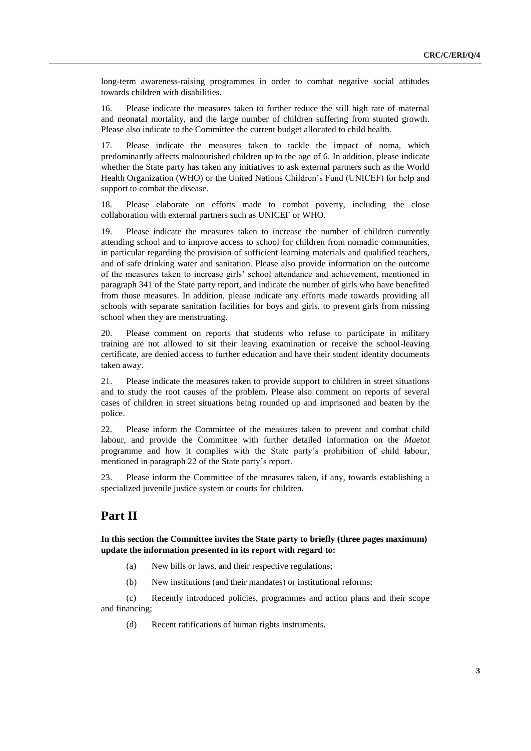long-term awareness-raising programmes in order to combat negative social attitudes towards children with disabilities.

16. Please indicate the measures taken to further reduce the still high rate of maternal and neonatal mortality, and the large number of children suffering from stunted growth. Please also indicate to the Committee the current budget allocated to child health.

17. Please indicate the measures taken to tackle the impact of noma, which predominantly affects malnourished children up to the age of 6. In addition, please indicate whether the State party has taken any initiatives to ask external partners such as the World Health Organization (WHO) or the United Nations Children's Fund (UNICEF) for help and support to combat the disease.

18. Please elaborate on efforts made to combat poverty, including the close collaboration with external partners such as UNICEF or WHO.

19. Please indicate the measures taken to increase the number of children currently attending school and to improve access to school for children from nomadic communities, in particular regarding the provision of sufficient learning materials and qualified teachers, and of safe drinking water and sanitation. Please also provide information on the outcome of the measures taken to increase girls' school attendance and achievement, mentioned in paragraph 341 of the State party report, and indicate the number of girls who have benefited from those measures. In addition, please indicate any efforts made towards providing all schools with separate sanitation facilities for boys and girls, to prevent girls from missing school when they are menstruating.

20. Please comment on reports that students who refuse to participate in military training are not allowed to sit their leaving examination or receive the school-leaving certificate, are denied access to further education and have their student identity documents taken away.

21. Please indicate the measures taken to provide support to children in street situations and to study the root causes of the problem. Please also comment on reports of several cases of children in street situations being rounded up and imprisoned and beaten by the police.

22. Please inform the Committee of the measures taken to prevent and combat child labour, and provide the Committee with further detailed information on the *Maetot* programme and how it complies with the State party's prohibition of child labour, mentioned in paragraph 22 of the State party's report.

23. Please inform the Committee of the measures taken, if any, towards establishing a specialized juvenile justice system or courts for children.

## Part II

**In this section the Committee invites the State party to briefly (three pages maximum) update the information presented in its report with regard to:**

(a) New bills or laws, and their respective regulations;

(b) New institutions (and their mandates) or institutional reforms;

(c) Recently introduced policies, programmes and action plans and their scope and financing;

(d) Recent ratifications of human rights instruments.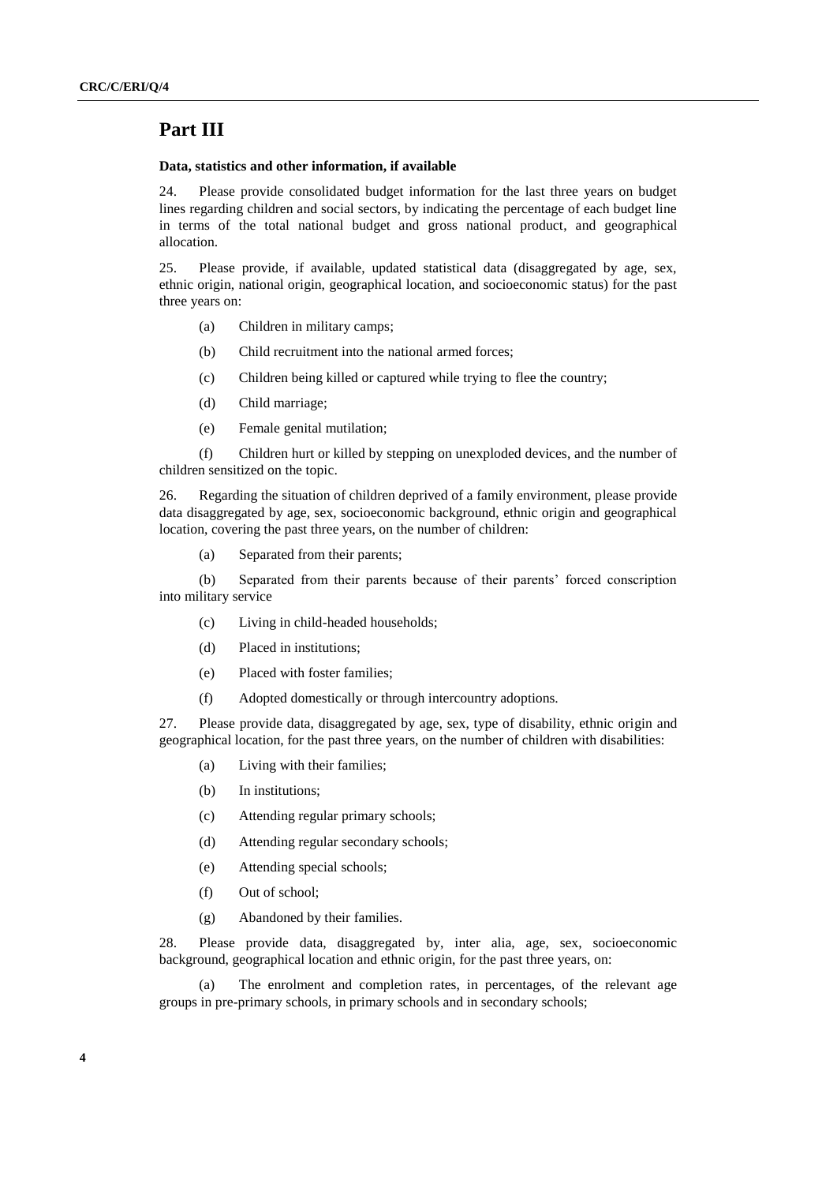# Part III

**Data, statistics and other information, if available**

24. Please provide consolidated budget information for the last three years on budget lines regarding children and social sectors, by indicating the percentage of each budget line in terms of the total national budget and gross national product, and geographical allocation.

25. Please provide, if available, updated statistical data (disaggregated by age, sex, ethnic origin, national origin, geographical location, and socioeconomic status) for the past three years on:

(a) Children in military camps;

(b) Child recruitment into the national armed forces;

(c) Children being killed or captured while trying to flee the country;

(d) Child marriage;

(e) Female genital mutilation;

(f) Children hurt or killed by stepping on unexploded devices, and the number of children sensitized on the topic.

26. Regarding the situation of children deprived of a family environment, please provide data disaggregated by age, sex, socioeconomic background, ethnic origin and geographical location, covering the past three years, on the number of children:

(a) Separated from their parents;

(b) Separated from their parents because of their parents' forced conscription into military service

(c) Living in child-headed households;

(d) Placed in institutions;

(e) Placed with foster families;

(f) Adopted domestically or through intercountry adoptions.

27. Please provide data, disaggregated by age, sex, type of disability, ethnic origin and geographical location, for the past three years, on the number of children with disabilities:

(a) Living with their families;

(b) In institutions;

(c) Attending regular primary schools;

(d) Attending regular secondary schools;

(e) Attending special schools;

(f) Out of school;

(g) Abandoned by their families.

28. Please provide data, disaggregated by, inter alia, age, sex, socioeconomic background, geographical location and ethnic origin, for the past three years, on:

(a) The enrolment and completion rates, in percentages, of the relevant age groups in pre-primary schools, in primary schools and in secondary schools;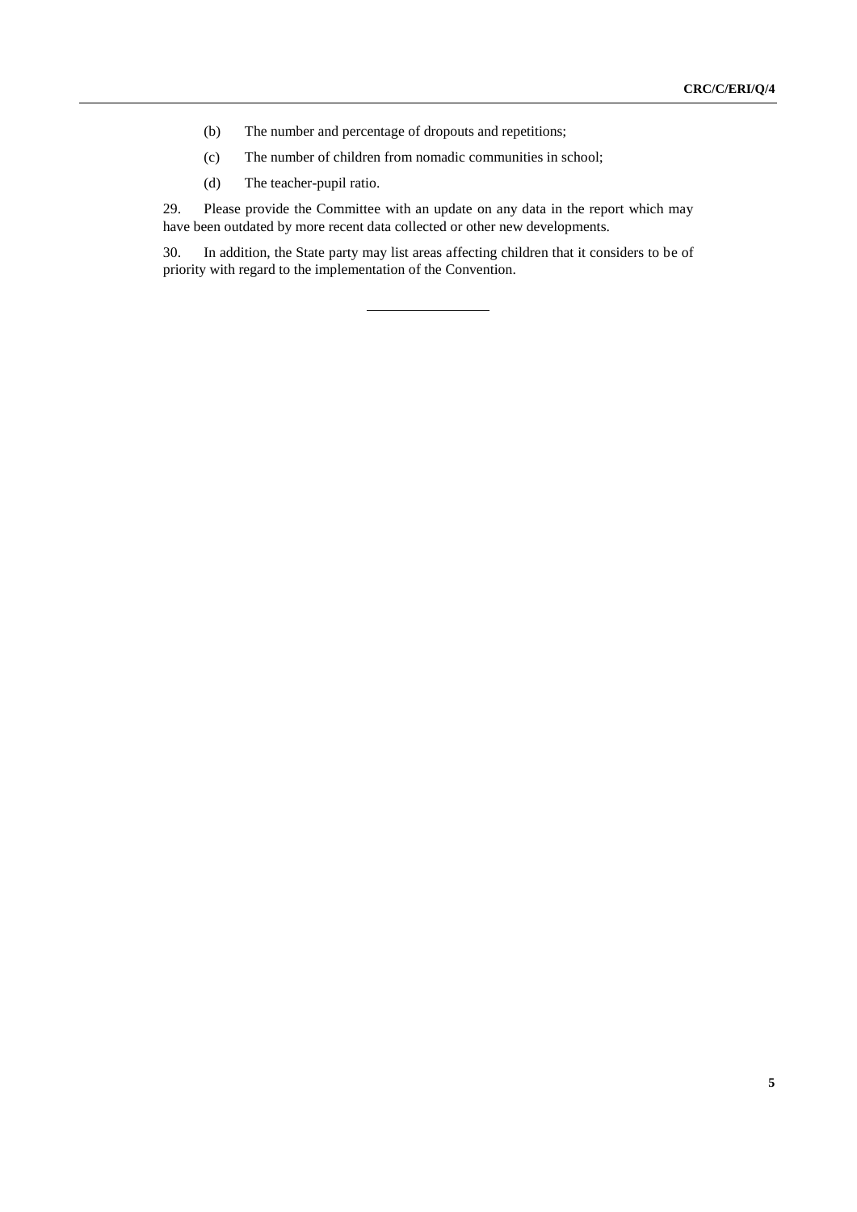(b) The number and percentage of dropouts and repetitions;

(c) The number of children from nomadic communities in school;

(d) The teacher-pupil ratio.

29. Please provide the Committee with an update on any data in the report which may have been outdated by more recent data collected or other new developments.

30. In addition, the State party may list areas affecting children that it considers to be of priority with regard to the implementation of the Convention.